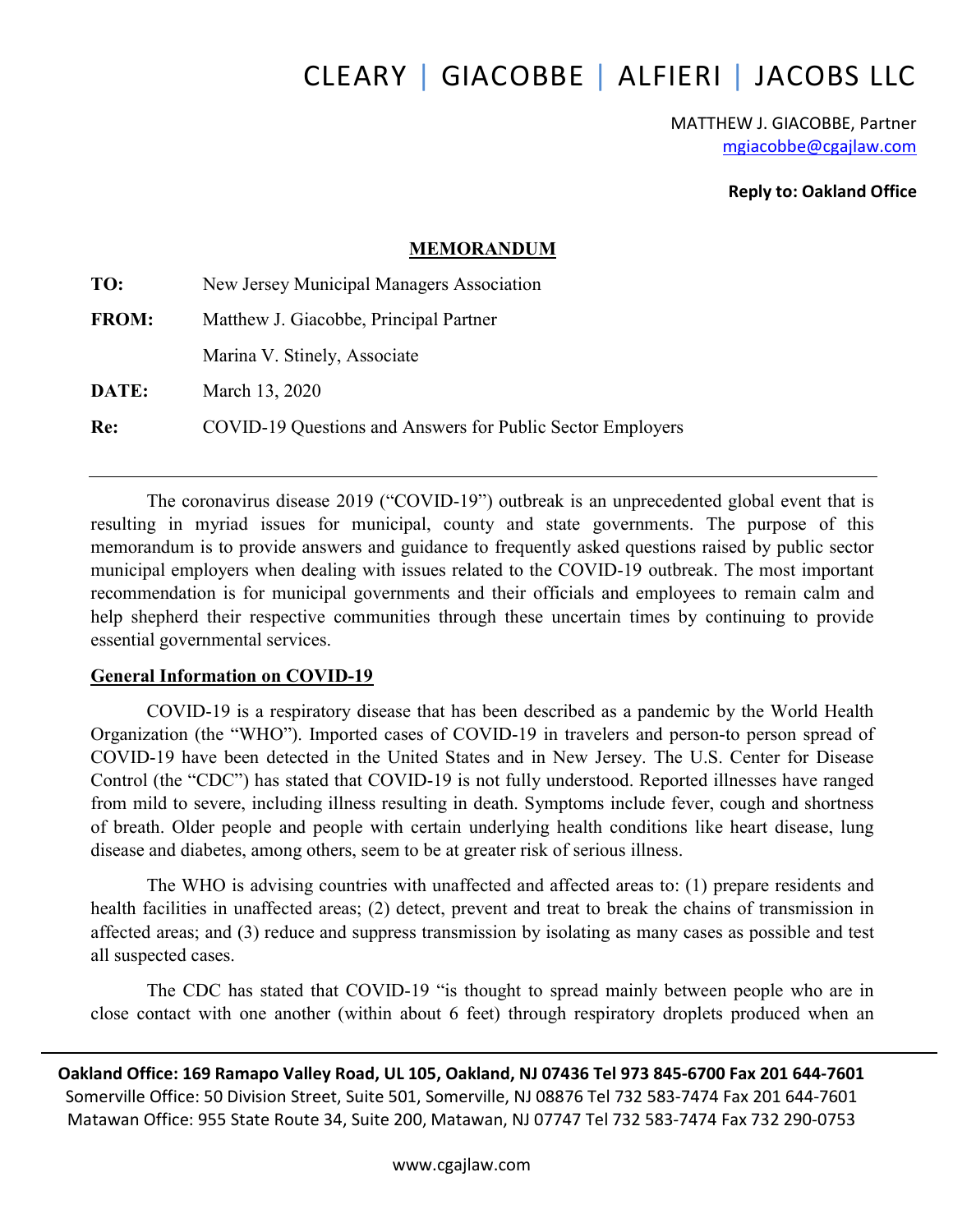# CLEARY | GIACOBBE | ALFIERI | JACOBS LLC

MATTHEW J. GIACOBBE, Partner
mgiacobbe@cgajlaw.com

**Reply to: Oakland Office**

## MEMORANDUM

**TO:** New Jersey Municipal Managers Association

**FROM:** Matthew J. Giacobbe, Principal Partner
Marina V. Stinely, Associate

**DATE:** March 13, 2020

**Re:** COVID-19 Questions and Answers for Public Sector Employers

---

The coronavirus disease 2019 ("COVID-19") outbreak is an unprecedented global event that is resulting in myriad issues for municipal, county and state governments. The purpose of this memorandum is to provide answers and guidance to frequently asked questions raised by public sector municipal employers when dealing with issues related to the COVID-19 outbreak. The most important recommendation is for municipal governments and their officials and employees to remain calm and help shepherd their respective communities through these uncertain times by continuing to provide essential governmental services.

**General Information on COVID-19**

COVID-19 is a respiratory disease that has been described as a pandemic by the World Health Organization (the "WHO"). Imported cases of COVID-19 in travelers and person-to person spread of COVID-19 have been detected in the United States and in New Jersey. The U.S. Center for Disease Control (the "CDC") has stated that COVID-19 is not fully understood. Reported illnesses have ranged from mild to severe, including illness resulting in death. Symptoms include fever, cough and shortness of breath. Older people and people with certain underlying health conditions like heart disease, lung disease and diabetes, among others, seem to be at greater risk of serious illness.

The WHO is advising countries with unaffected and affected areas to: (1) prepare residents and health facilities in unaffected areas; (2) detect, prevent and treat to break the chains of transmission in affected areas; and (3) reduce and suppress transmission by isolating as many cases as possible and test all suspected cases.

The CDC has stated that COVID-19 "is thought to spread mainly between people who are in close contact with one another (within about 6 feet) through respiratory droplets produced when an

**Oakland Office: 169 Ramapo Valley Road, UL 105, Oakland, NJ 07436 Tel 973 845-6700 Fax 201 644-7601**
Somerville Office: 50 Division Street, Suite 501, Somerville, NJ 08876 Tel 732 583-7474 Fax 201 644-7601
Matawan Office: 955 State Route 34, Suite 200, Matawan, NJ 07747 Tel 732 583-7474 Fax 732 290-0753

www.cgajlaw.com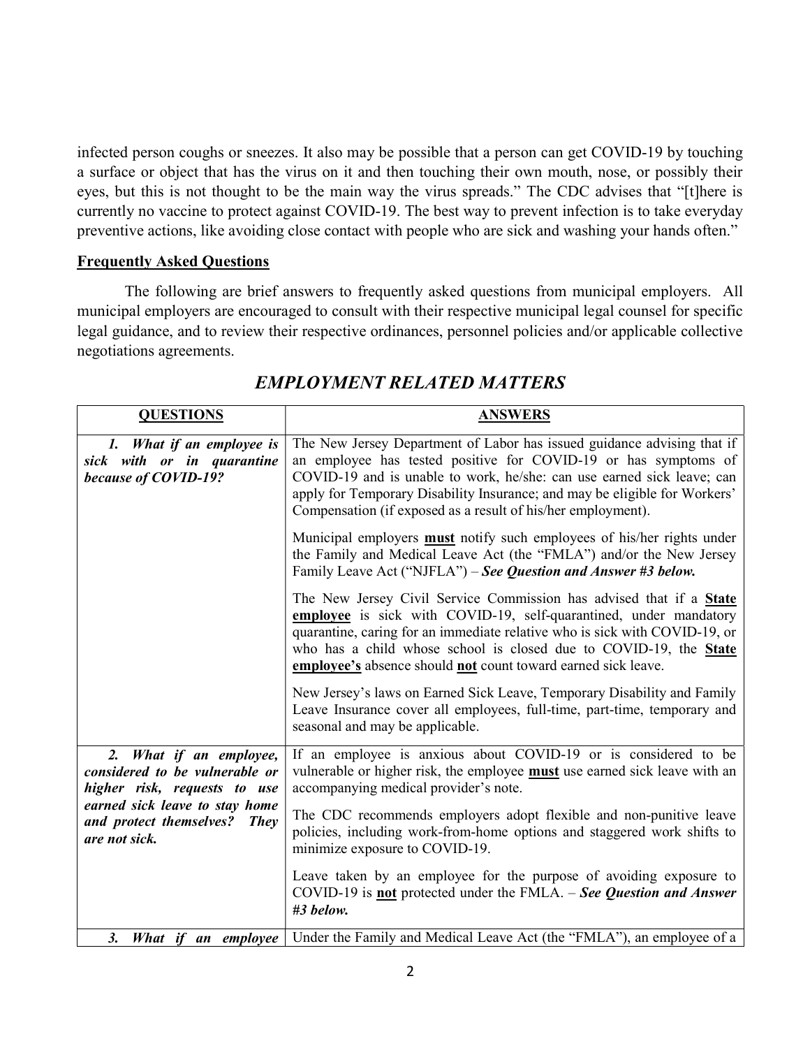infected person coughs or sneezes. It also may be possible that a person can get COVID-19 by touching a surface or object that has the virus on it and then touching their own mouth, nose, or possibly their eyes, but this is not thought to be the main way the virus spreads." The CDC advises that "[t]here is currently no vaccine to protect against COVID-19. The best way to prevent infection is to take everyday preventive actions, like avoiding close contact with people who are sick and washing your hands often."

## Frequently Asked Questions

The following are brief answers to frequently asked questions from municipal employers. All municipal employers are encouraged to consult with their respective municipal legal counsel for specific legal guidance, and to review their respective ordinances, personnel policies and/or applicable collective negotiations agreements.

## *EMPLOYMENT RELATED MATTERS*

| QUESTIONS | ANSWERS |
|---|---|
| ***1. What if an employee is sick with or in quarantine because of COVID-19?*** | The New Jersey Department of Labor has issued guidance advising that if an employee has tested positive for COVID-19 or has symptoms of COVID-19 and is unable to work, he/she: can use earned sick leave; can apply for Temporary Disability Insurance; and may be eligible for Workers' Compensation (if exposed as a result of his/her employment).<br><br>Municipal employers **must** notify such employees of his/her rights under the Family and Medical Leave Act (the "FMLA") and/or the New Jersey Family Leave Act ("NJFLA") – ***See Question and Answer #3 below.***<br><br>The New Jersey Civil Service Commission has advised that if a **State employee** is sick with COVID-19, self-quarantined, under mandatory quarantine, caring for an immediate relative who is sick with COVID-19, or who has a child whose school is closed due to COVID-19, the **State employee's** absence should **not** count toward earned sick leave.<br><br>New Jersey's laws on Earned Sick Leave, Temporary Disability and Family Leave Insurance cover all employees, full-time, part-time, temporary and seasonal and may be applicable. |
| ***2. What if an employee, considered to be vulnerable or higher risk, requests to use earned sick leave to stay home and protect themselves? They are not sick.*** | If an employee is anxious about COVID-19 or is considered to be vulnerable or higher risk, the employee **must** use earned sick leave with an accompanying medical provider's note.<br><br>The CDC recommends employers adopt flexible and non-punitive leave policies, including work-from-home options and staggered work shifts to minimize exposure to COVID-19.<br><br>Leave taken by an employee for the purpose of avoiding exposure to COVID-19 is **not** protected under the FMLA. – ***See Question and Answer #3 below.*** |
| ***3. What if an employee*** | Under the Family and Medical Leave Act (the "FMLA"), an employee of a |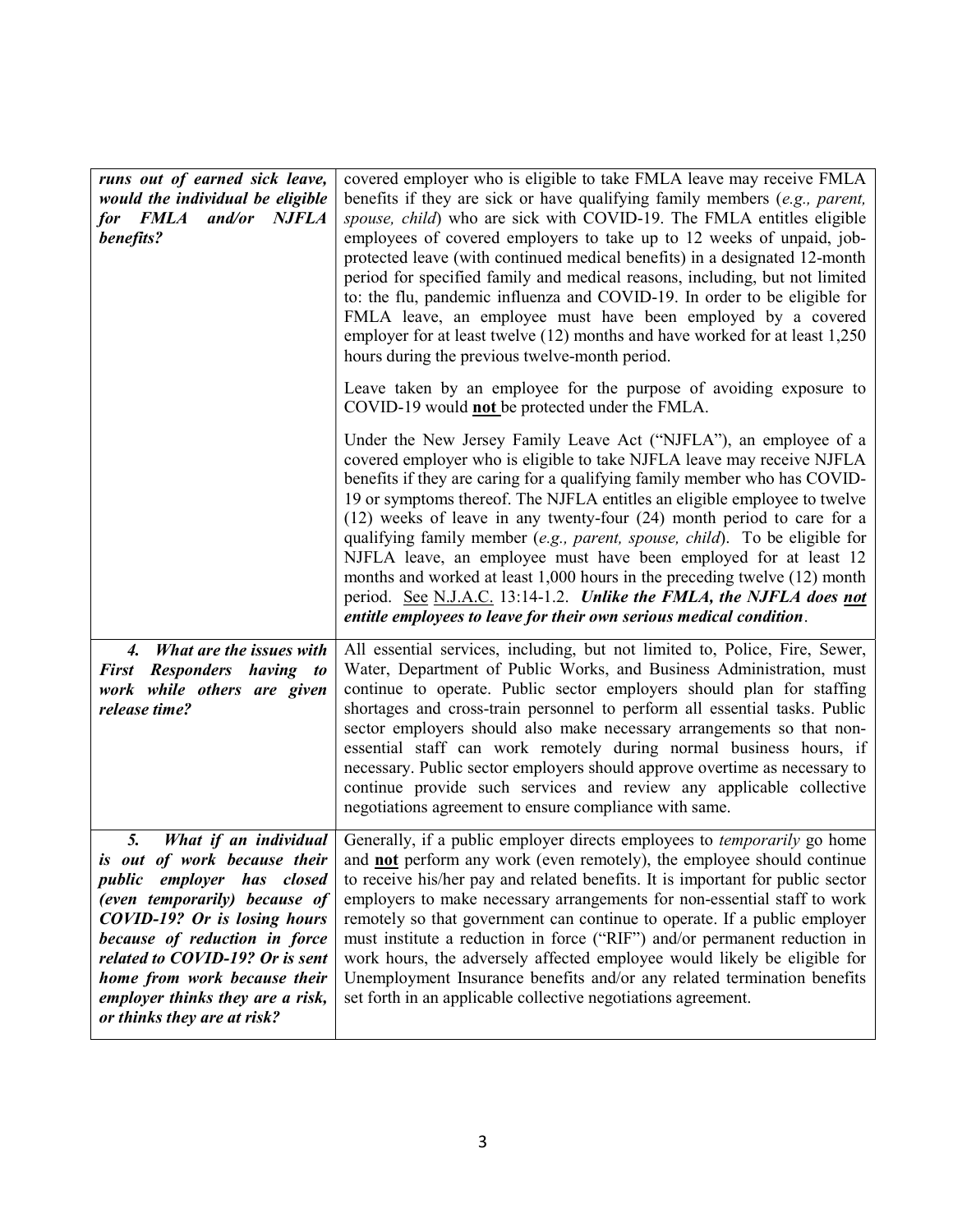| | |
|---|---|
| ***runs out of earned sick leave, would the individual be eligible for FMLA and/or NJFLA benefits?*** | covered employer who is eligible to take FMLA leave may receive FMLA benefits if they are sick or have qualifying family members (*e.g., parent, spouse, child*) who are sick with COVID-19. The FMLA entitles eligible employees of covered employers to take up to 12 weeks of unpaid, job-protected leave (with continued medical benefits) in a designated 12-month period for specified family and medical reasons, including, but not limited to: the flu, pandemic influenza and COVID-19. In order to be eligible for FMLA leave, an employee must have been employed by a covered employer for at least twelve (12) months and have worked for at least 1,250 hours during the previous twelve-month period.<br><br>Leave taken by an employee for the purpose of avoiding exposure to COVID-19 would **not** be protected under the FMLA.<br><br>Under the New Jersey Family Leave Act ("NJFLA"), an employee of a covered employer who is eligible to take NJFLA leave may receive NJFLA benefits if they are caring for a qualifying family member who has COVID-19 or symptoms thereof. The NJFLA entitles an eligible employee to twelve (12) weeks of leave in any twenty-four (24) month period to care for a qualifying family member (*e.g., parent, spouse, child*). To be eligible for NJFLA leave, an employee must have been employed for at least 12 months and worked at least 1,000 hours in the preceding twelve (12) month period. See N.J.A.C. 13:14-1.2. ***Unlike the FMLA, the NJFLA does not entitle employees to leave for their own serious medical condition*.** |
| ***4. What are the issues with First Responders having to work while others are given release time?*** | All essential services, including, but not limited to, Police, Fire, Sewer, Water, Department of Public Works, and Business Administration, must continue to operate. Public sector employers should plan for staffing shortages and cross-train personnel to perform all essential tasks. Public sector employers should also make necessary arrangements so that non-essential staff can work remotely during normal business hours, if necessary. Public sector employers should approve overtime as necessary to continue provide such services and review any applicable collective negotiations agreement to ensure compliance with same. |
| ***5. What if an individual is out of work because their public employer has closed (even temporarily) because of COVID-19? Or is losing hours because of reduction in force related to COVID-19? Or is sent home from work because their employer thinks they are a risk, or thinks they are at risk?*** | Generally, if a public employer directs employees to *temporarily* go home and **not** perform any work (even remotely), the employee should continue to receive his/her pay and related benefits. It is important for public sector employers to make necessary arrangements for non-essential staff to work remotely so that government can continue to operate. If a public employer must institute a reduction in force ("RIF") and/or permanent reduction in work hours, the adversely affected employee would likely be eligible for Unemployment Insurance benefits and/or any related termination benefits set forth in an applicable collective negotiations agreement. |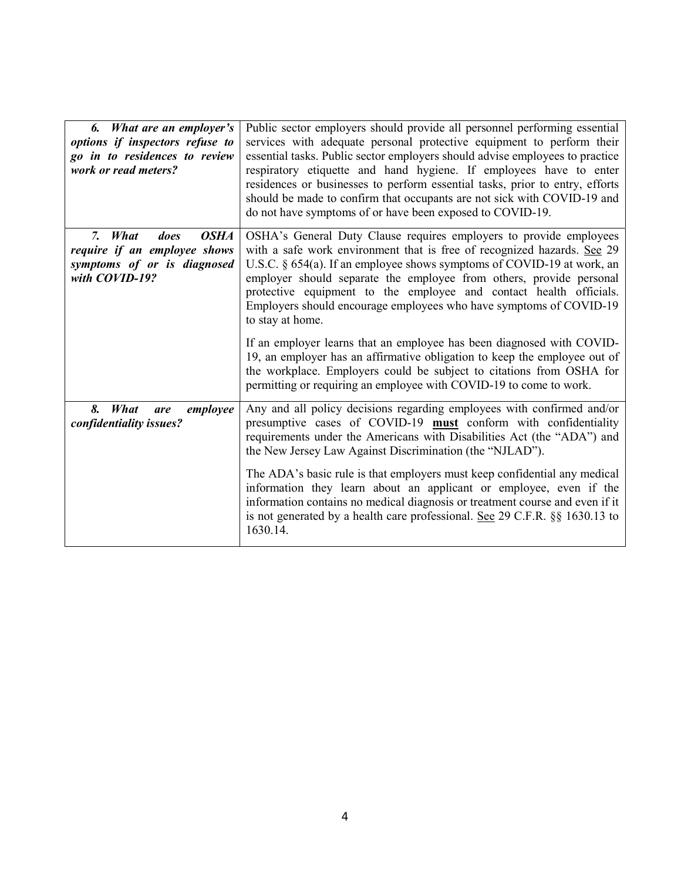| | |
|---|---|
| ***6. What are an employer's options if inspectors refuse to go in to residences to review work or read meters?*** | Public sector employers should provide all personnel performing essential services with adequate personal protective equipment to perform their essential tasks. Public sector employers should advise employees to practice respiratory etiquette and hand hygiene. If employees have to enter residences or businesses to perform essential tasks, prior to entry, efforts should be made to confirm that occupants are not sick with COVID-19 and do not have symptoms of or have been exposed to COVID-19. |
| ***7. What does OSHA require if an employee shows symptoms of or is diagnosed with COVID-19?*** | OSHA's General Duty Clause requires employers to provide employees with a safe work environment that is free of recognized hazards. <u>See</u> 29 U.S.C. § 654(a). If an employee shows symptoms of COVID-19 at work, an employer should separate the employee from others, provide personal protective equipment to the employee and contact health officials. Employers should encourage employees who have symptoms of COVID-19 to stay at home.<br><br>If an employer learns that an employee has been diagnosed with COVID-19, an employer has an affirmative obligation to keep the employee out of the workplace. Employers could be subject to citations from OSHA for permitting or requiring an employee with COVID-19 to come to work. |
| ***8. What are employee confidentiality issues?*** | Any and all policy decisions regarding employees with confirmed and/or presumptive cases of COVID-19 **<u>must</u>** conform with confidentiality requirements under the Americans with Disabilities Act (the "ADA") and the New Jersey Law Against Discrimination (the "NJLAD").<br><br>The ADA's basic rule is that employers must keep confidential any medical information they learn about an applicant or employee, even if the information contains no medical diagnosis or treatment course and even if it is not generated by a health care professional. <u>See</u> 29 C.F.R. §§ 1630.13 to 1630.14. |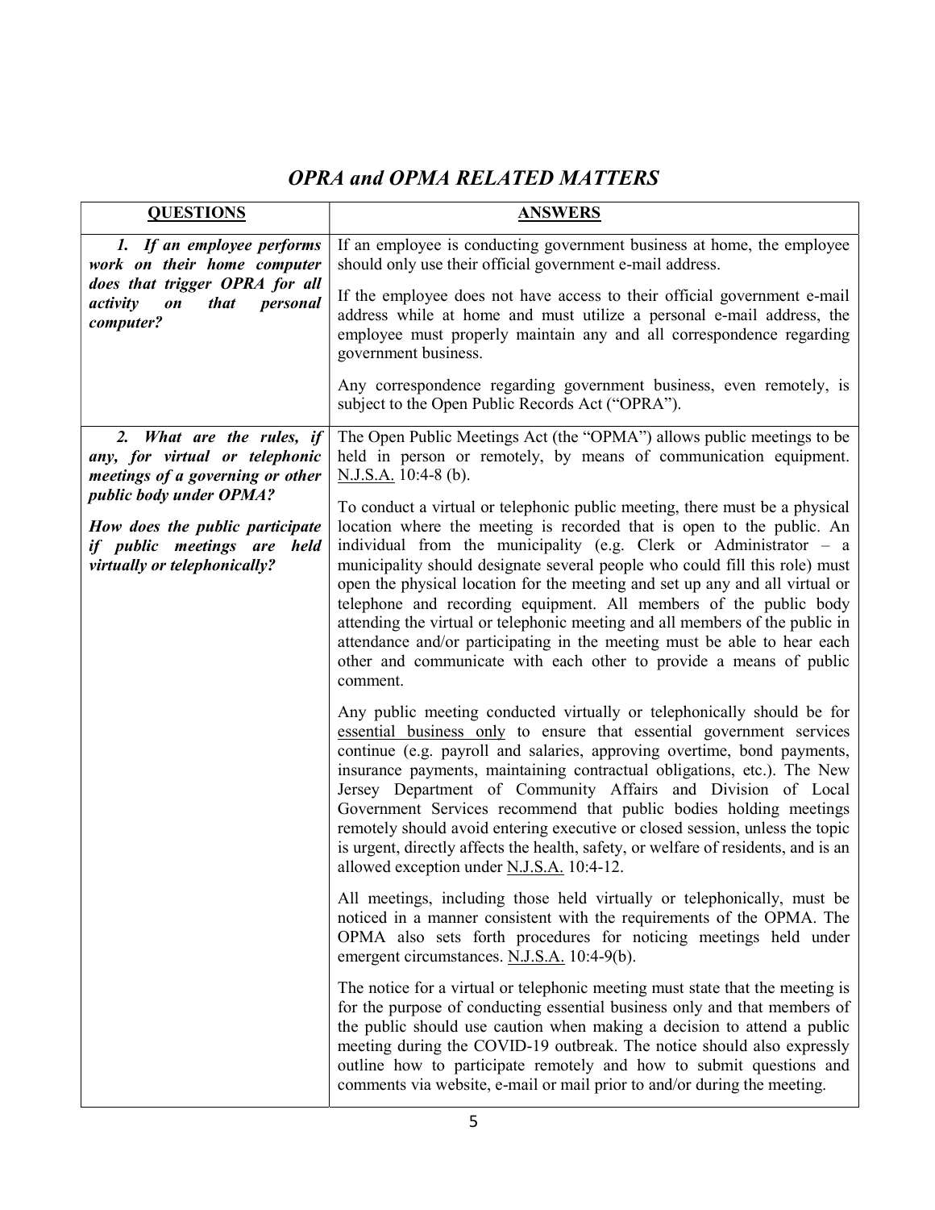# *OPRA and OPMA RELATED MATTERS*

| QUESTIONS | ANSWERS |
|---|---|
| ***1. If an employee performs work on their home computer does that trigger OPRA for all activity on that personal computer?*** | If an employee is conducting government business at home, the employee should only use their official government e-mail address.<br><br>If the employee does not have access to their official government e-mail address while at home and must utilize a personal e-mail address, the employee must properly maintain any and all correspondence regarding government business.<br><br>Any correspondence regarding government business, even remotely, is subject to the Open Public Records Act ("OPRA"). |
| ***2. What are the rules, if any, for virtual or telephonic meetings of a governing or other public body under OPMA?***<br><br>***How does the public participate if public meetings are held virtually or telephonically?*** | The Open Public Meetings Act (the "OPMA") allows public meetings to be held in person or remotely, by means of communication equipment. N.J.S.A. 10:4-8 (b).<br><br>To conduct a virtual or telephonic public meeting, there must be a physical location where the meeting is recorded that is open to the public. An individual from the municipality (e.g. Clerk or Administrator – a municipality should designate several people who could fill this role) must open the physical location for the meeting and set up any and all virtual or telephone and recording equipment. All members of the public body attending the virtual or telephonic meeting and all members of the public in attendance and/or participating in the meeting must be able to hear each other and communicate with each other to provide a means of public comment.<br><br>Any public meeting conducted virtually or telephonically should be for essential business only to ensure that essential government services continue (e.g. payroll and salaries, approving overtime, bond payments, insurance payments, maintaining contractual obligations, etc.). The New Jersey Department of Community Affairs and Division of Local Government Services recommend that public bodies holding meetings remotely should avoid entering executive or closed session, unless the topic is urgent, directly affects the health, safety, or welfare of residents, and is an allowed exception under N.J.S.A. 10:4-12.<br><br>All meetings, including those held virtually or telephonically, must be noticed in a manner consistent with the requirements of the OPMA. The OPMA also sets forth procedures for noticing meetings held under emergent circumstances. N.J.S.A. 10:4-9(b).<br><br>The notice for a virtual or telephonic meeting must state that the meeting is for the purpose of conducting essential business only and that members of the public should use caution when making a decision to attend a public meeting during the COVID-19 outbreak. The notice should also expressly outline how to participate remotely and how to submit questions and comments via website, e-mail or mail prior to and/or during the meeting. |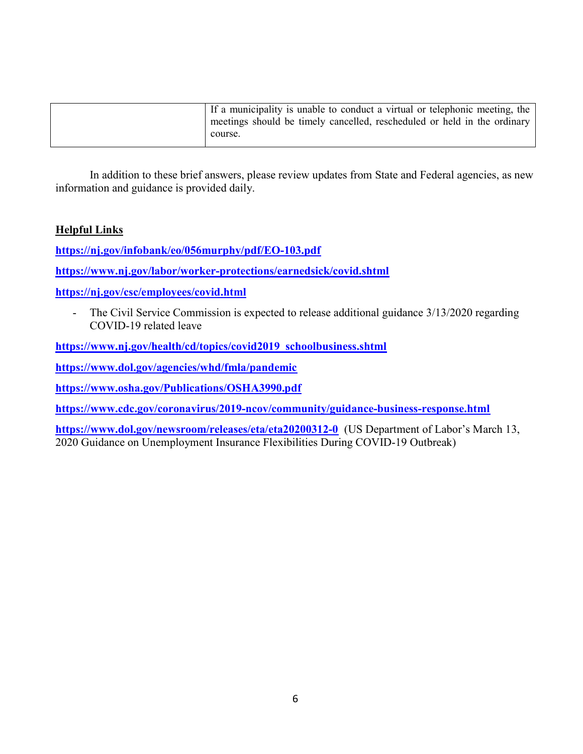| | |
|---|---|
| | If a municipality is unable to conduct a virtual or telephonic meeting, the meetings should be timely cancelled, rescheduled or held in the ordinary course. |

In addition to these brief answers, please review updates from State and Federal agencies, as new information and guidance is provided daily.

**Helpful Links**

**https://nj.gov/infobank/eo/056murphy/pdf/EO-103.pdf**

**https://www.nj.gov/labor/worker-protections/earnedsick/covid.shtml**

**https://nj.gov/csc/employees/covid.html**

- The Civil Service Commission is expected to release additional guidance 3/13/2020 regarding COVID-19 related leave

**https://www.nj.gov/health/cd/topics/covid2019_schoolbusiness.shtml**

**https://www.dol.gov/agencies/whd/fmla/pandemic**

**https://www.osha.gov/Publications/OSHA3990.pdf**

**https://www.cdc.gov/coronavirus/2019-ncov/community/guidance-business-response.html**

**https://www.dol.gov/newsroom/releases/eta/eta20200312-0** (US Department of Labor's March 13, 2020 Guidance on Unemployment Insurance Flexibilities During COVID-19 Outbreak)